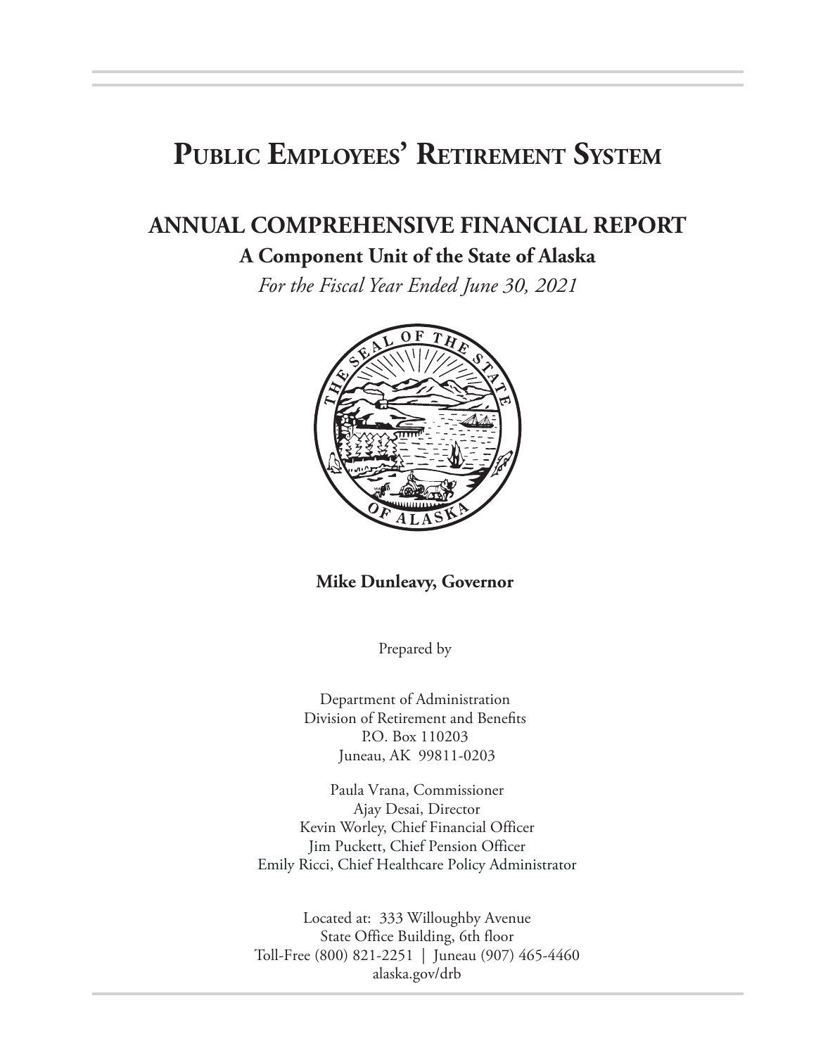# Public Employees' Retirement System

## ANNUAL COMPREHENSIVE FINANCIAL REPORT

### A Component Unit of the State of Alaska

*For the Fiscal Year Ended June 30, 2021*

**Mike Dunleavy, Governor**

Prepared by

Department of Administration
Division of Retirement and Benefits
P.O. Box 110203
Juneau, AK 99811-0203

Paula Vrana, Commissioner
Ajay Desai, Director
Kevin Worley, Chief Financial Officer
Jim Puckett, Chief Pension Officer
Emily Ricci, Chief Healthcare Policy Administrator

Located at: 333 Willoughby Avenue
State Office Building, 6th floor
Toll-Free (800) 821-2251 | Juneau (907) 465-4460
alaska.gov/drb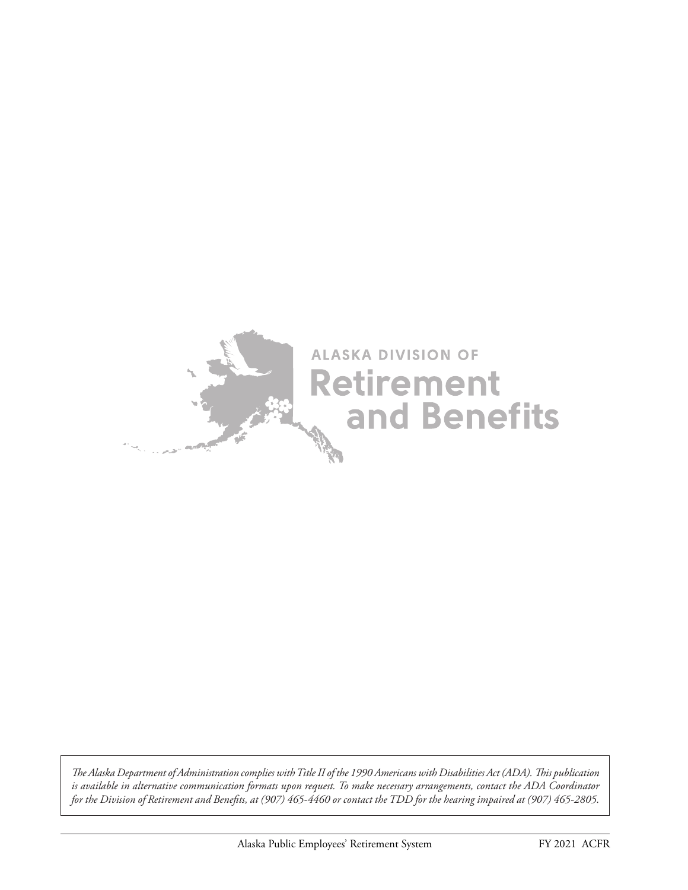ALASKA DIVISION OF

**Retirement and Benefits**

*The Alaska Department of Administration complies with Title II of the 1990 Americans with Disabilities Act (ADA). This publication is available in alternative communication formats upon request. To make necessary arrangements, contact the ADA Coordinator for the Division of Retirement and Benefits, at (907) 465-4460 or contact the TDD for the hearing impaired at (907) 465-2805.*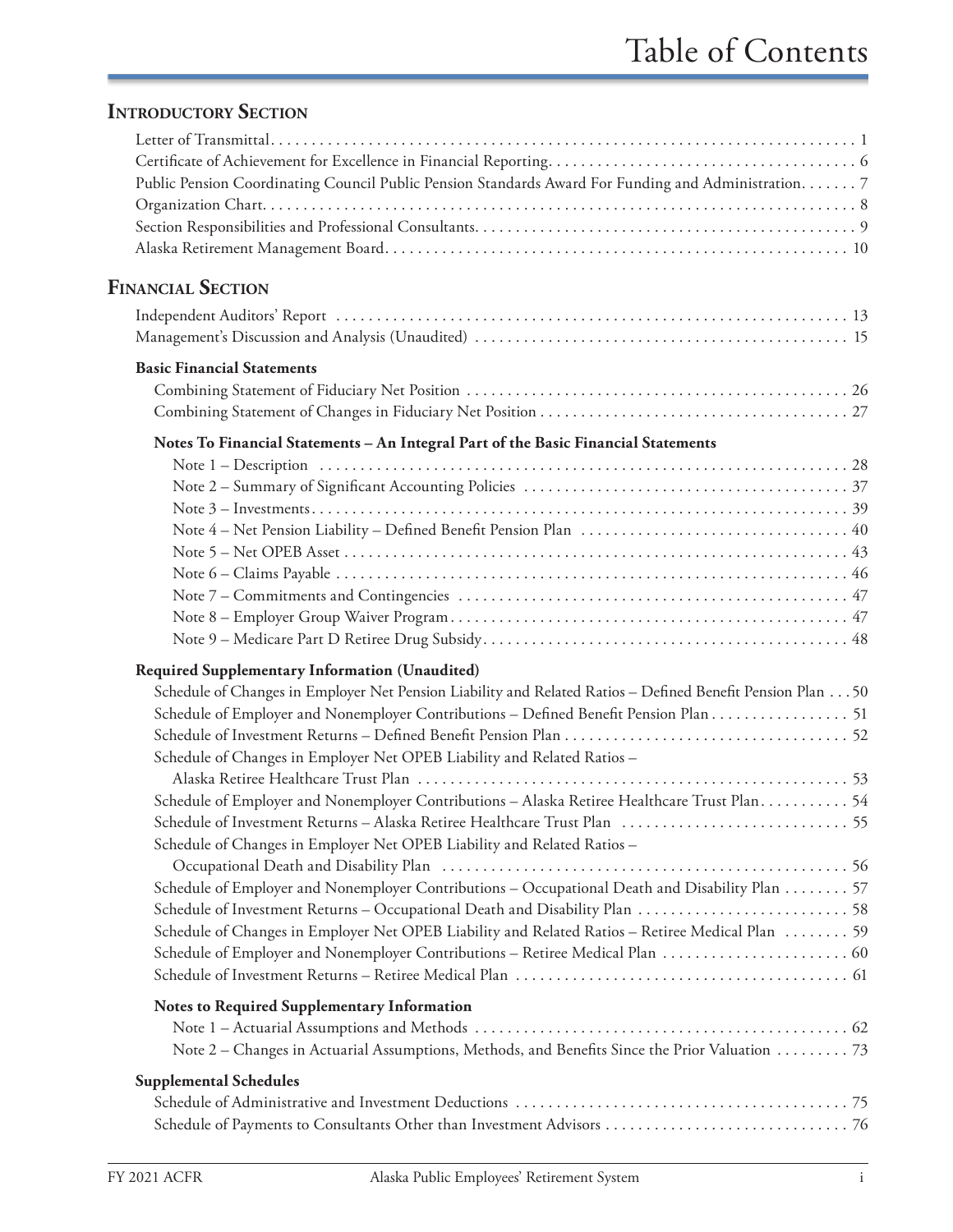# Table of Contents

## Introductory Section

Letter of Transmittal . . . . . . . . . . 1
Certificate of Achievement for Excellence in Financial Reporting . . . . . . . . . . 6
Public Pension Coordinating Council Public Pension Standards Award For Funding and Administration . . . . . . . 7
Organization Chart . . . . . . . . . . 8
Section Responsibilities and Professional Consultants . . . . . . . . . . 9
Alaska Retirement Management Board . . . . . . . . . . 10

## Financial Section

Independent Auditors' Report . . . . . . . . . . 13
Management's Discussion and Analysis (Unaudited) . . . . . . . . . . 15

### Basic Financial Statements

Combining Statement of Fiduciary Net Position . . . . . . . . . . 26
Combining Statement of Changes in Fiduciary Net Position . . . . . . . . . . 27

**Notes To Financial Statements – An Integral Part of the Basic Financial Statements**

Note 1 – Description . . . . . . . . . . 28
Note 2 – Summary of Significant Accounting Policies . . . . . . . . . . 37
Note 3 – Investments . . . . . . . . . . 39
Note 4 – Net Pension Liability – Defined Benefit Pension Plan . . . . . . . . . . 40
Note 5 – Net OPEB Asset . . . . . . . . . . 43
Note 6 – Claims Payable . . . . . . . . . . 46
Note 7 – Commitments and Contingencies . . . . . . . . . . 47
Note 8 – Employer Group Waiver Program . . . . . . . . . . 47
Note 9 – Medicare Part D Retiree Drug Subsidy . . . . . . . . . . 48

### Required Supplementary Information (Unaudited)

Schedule of Changes in Employer Net Pension Liability and Related Ratios – Defined Benefit Pension Plan . . . 50
Schedule of Employer and Nonemployer Contributions – Defined Benefit Pension Plan . . . . . . . . . . 51
Schedule of Investment Returns – Defined Benefit Pension Plan . . . . . . . . . . 52
Schedule of Changes in Employer Net OPEB Liability and Related Ratios – Alaska Retiree Healthcare Trust Plan . . . . . . . . . . 53
Schedule of Employer and Nonemployer Contributions – Alaska Retiree Healthcare Trust Plan . . . . . . . . . . 54
Schedule of Investment Returns – Alaska Retiree Healthcare Trust Plan . . . . . . . . . . 55
Schedule of Changes in Employer Net OPEB Liability and Related Ratios – Occupational Death and Disability Plan . . . . . . . . . . 56
Schedule of Employer and Nonemployer Contributions – Occupational Death and Disability Plan . . . . . . . . . . 57
Schedule of Investment Returns – Occupational Death and Disability Plan . . . . . . . . . . 58
Schedule of Changes in Employer Net OPEB Liability and Related Ratios – Retiree Medical Plan . . . . . . . . . . 59
Schedule of Employer and Nonemployer Contributions – Retiree Medical Plan . . . . . . . . . . 60
Schedule of Investment Returns – Retiree Medical Plan . . . . . . . . . . 61

**Notes to Required Supplementary Information**

Note 1 – Actuarial Assumptions and Methods . . . . . . . . . . 62
Note 2 – Changes in Actuarial Assumptions, Methods, and Benefits Since the Prior Valuation . . . . . . . . . . 73

### Supplemental Schedules

Schedule of Administrative and Investment Deductions . . . . . . . . . . 75
Schedule of Payments to Consultants Other than Investment Advisors . . . . . . . . . . 76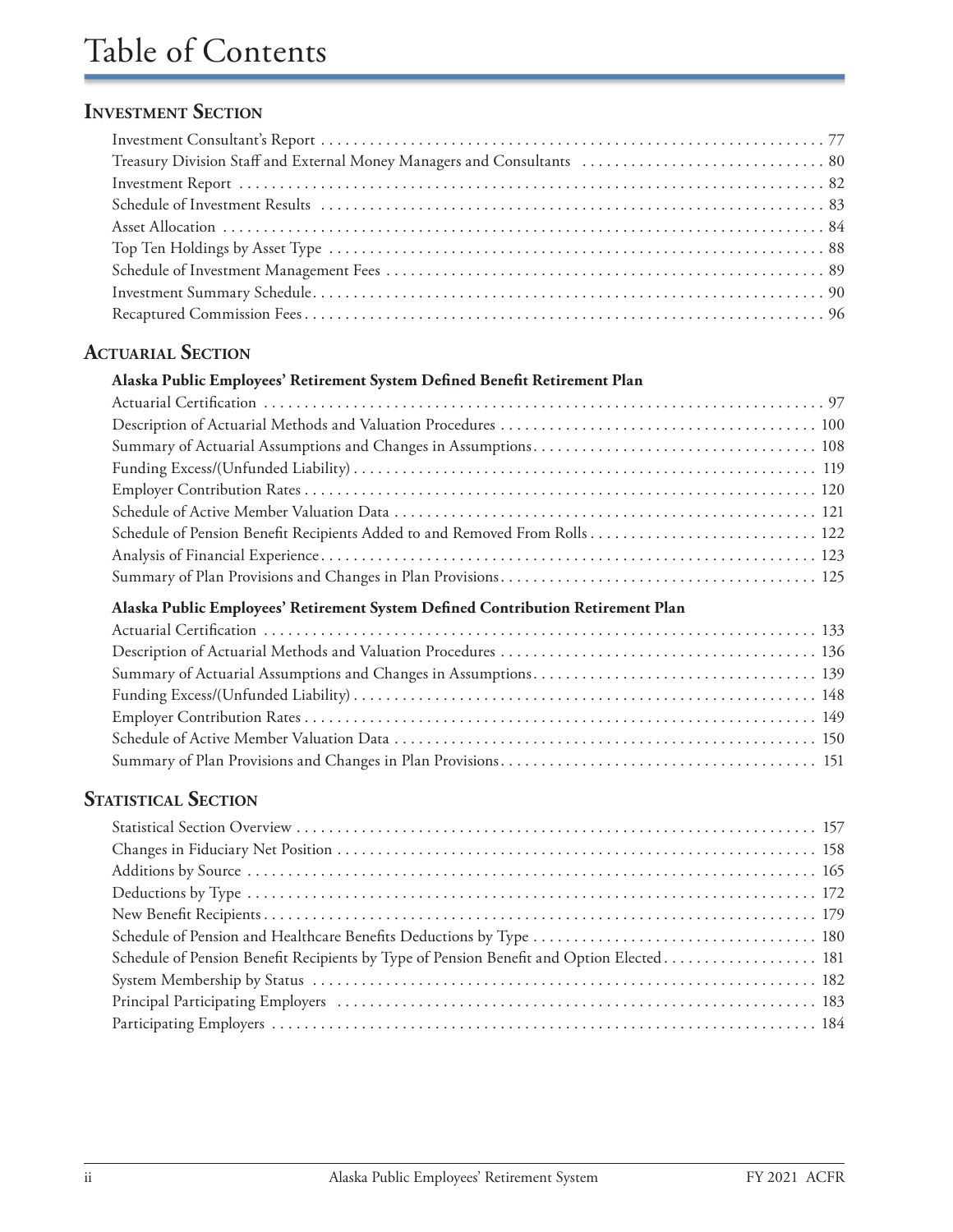# Table of Contents

## Investment Section

Investment Consultant's Report ... 77
Treasury Division Staff and External Money Managers and Consultants ... 80
Investment Report ... 82
Schedule of Investment Results ... 83
Asset Allocation ... 84
Top Ten Holdings by Asset Type ... 88
Schedule of Investment Management Fees ... 89
Investment Summary Schedule ... 90
Recaptured Commission Fees ... 96

## Actuarial Section

### Alaska Public Employees' Retirement System Defined Benefit Retirement Plan

Actuarial Certification ... 97
Description of Actuarial Methods and Valuation Procedures ... 100
Summary of Actuarial Assumptions and Changes in Assumptions ... 108
Funding Excess/(Unfunded Liability) ... 119
Employer Contribution Rates ... 120
Schedule of Active Member Valuation Data ... 121
Schedule of Pension Benefit Recipients Added to and Removed From Rolls ... 122
Analysis of Financial Experience ... 123
Summary of Plan Provisions and Changes in Plan Provisions ... 125

### Alaska Public Employees' Retirement System Defined Contribution Retirement Plan

Actuarial Certification ... 133
Description of Actuarial Methods and Valuation Procedures ... 136
Summary of Actuarial Assumptions and Changes in Assumptions ... 139
Funding Excess/(Unfunded Liability) ... 148
Employer Contribution Rates ... 149
Schedule of Active Member Valuation Data ... 150
Summary of Plan Provisions and Changes in Plan Provisions ... 151

## Statistical Section

Statistical Section Overview ... 157
Changes in Fiduciary Net Position ... 158
Additions by Source ... 165
Deductions by Type ... 172
New Benefit Recipients ... 179
Schedule of Pension and Healthcare Benefits Deductions by Type ... 180
Schedule of Pension Benefit Recipients by Type of Pension Benefit and Option Elected ... 181
System Membership by Status ... 182
Principal Participating Employers ... 183
Participating Employers ... 184